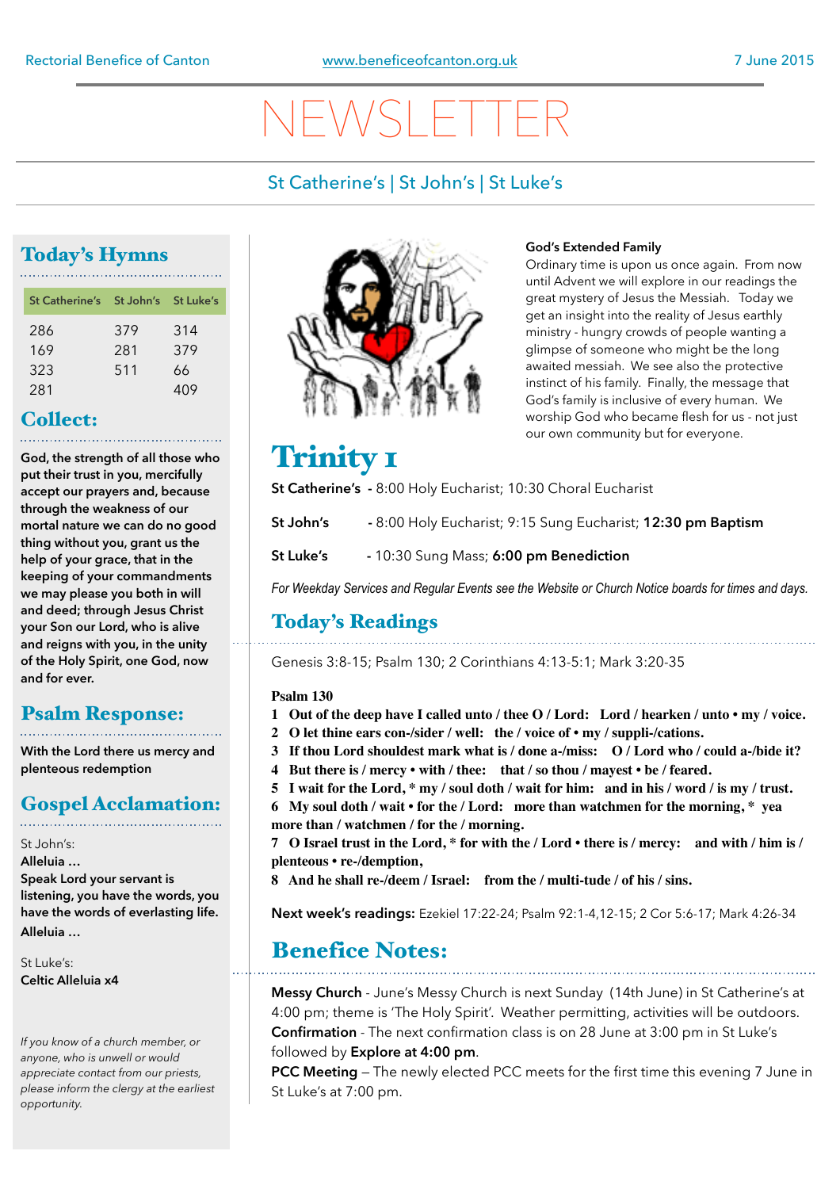Rectorial Benefice of Canton — www.beneficeofcanton.org.uk — 7 June 2015

# NEWSLETTER

St Catherine's | St John's | St Luke's

## Today's Hymns

| St Catherine's | St John's | St Luke's |
|---|---|---|
| 286 | 379 | 314 |
| 169 | 281 | 379 |
| 323 | 511 | 66 |
| 281 | | 409 |

## Collect:

**God, the strength of all those who put their trust in you, mercifully accept our prayers and, because through the weakness of our mortal nature we can do no good thing without you, grant us the help of your grace, that in the keeping of your commandments we may please you both in will and deed; through Jesus Christ your Son our Lord, who is alive and reigns with you, in the unity of the Holy Spirit, one God, now and for ever.**

## Psalm Response:

**With the Lord there us mercy and plenteous redemption**

## Gospel Acclamation:

St John's:
**Alleluia …**
**Speak Lord your servant is listening, you have the words, you have the words of everlasting life.**
**Alleluia …**

St Luke's:
**Celtic Alleluia x4**

*If you know of a church member, or anyone, who is unwell or would appreciate contact from our priests, please inform the clergy at the earliest opportunity.*

**God's Extended Family**
Ordinary time is upon us once again. From now until Advent we will explore in our readings the great mystery of Jesus the Messiah. Today we get an insight into the reality of Jesus earthly ministry - hungry crowds of people wanting a glimpse of someone who might be the long awaited messiah. We see also the protective instinct of his family. Finally, the message that God's family is inclusive of every human. We worship God who became flesh for us - not just our own community but for everyone.

# Trinity 1

**St Catherine's** - 8:00 Holy Eucharist; 10:30 Choral Eucharist

**St John's** - 8:00 Holy Eucharist; 9:15 Sung Eucharist; **12:30 pm Baptism**

**St Luke's** - 10:30 Sung Mass; **6:00 pm Benediction**

*For Weekday Services and Regular Events see the Website or Church Notice boards for times and days.*

## Today's Readings

Genesis 3:8-15; Psalm 130; 2 Corinthians 4:13-5:1; Mark 3:20-35

**Psalm 130**

1. **Out of the deep have I called unto / thee O / Lord: Lord / hearken / unto • my / voice.**
2. **O let thine ears con-/sider / well: the / voice of • my / suppli-/cations.**
3. **If thou Lord shouldest mark what is / done a-/miss: O / Lord who / could a-/bide it?**
4. **But there is / mercy • with / thee: that / so thou / mayest • be / feared.**
5. **I wait for the Lord, * my / soul doth / wait for him: and in his / word / is my / trust.**
6. **My soul doth / wait • for the / Lord: more than watchmen for the morning, * yea more than / watchmen / for the / morning.**
7. **O Israel trust in the Lord, * for with the / Lord • there is / mercy: and with / him is / plenteous • re-/demption,**
8. **And he shall re-/deem / Israel: from the / multi-tude / of his / sins.**

**Next week's readings:** Ezekiel 17:22-24; Psalm 92:1-4,12-15; 2 Cor 5:6-17; Mark 4:26-34

## Benefice Notes:

**Messy Church** - June's Messy Church is next Sunday (14th June) in St Catherine's at 4:00 pm; theme is 'The Holy Spirit'. Weather permitting, activities will be outdoors.
**Confirmation** - The next confirmation class is on 28 June at 3:00 pm in St Luke's followed by **Explore at 4:00 pm**.
**PCC Meeting** – The newly elected PCC meets for the first time this evening 7 June in St Luke's at 7:00 pm.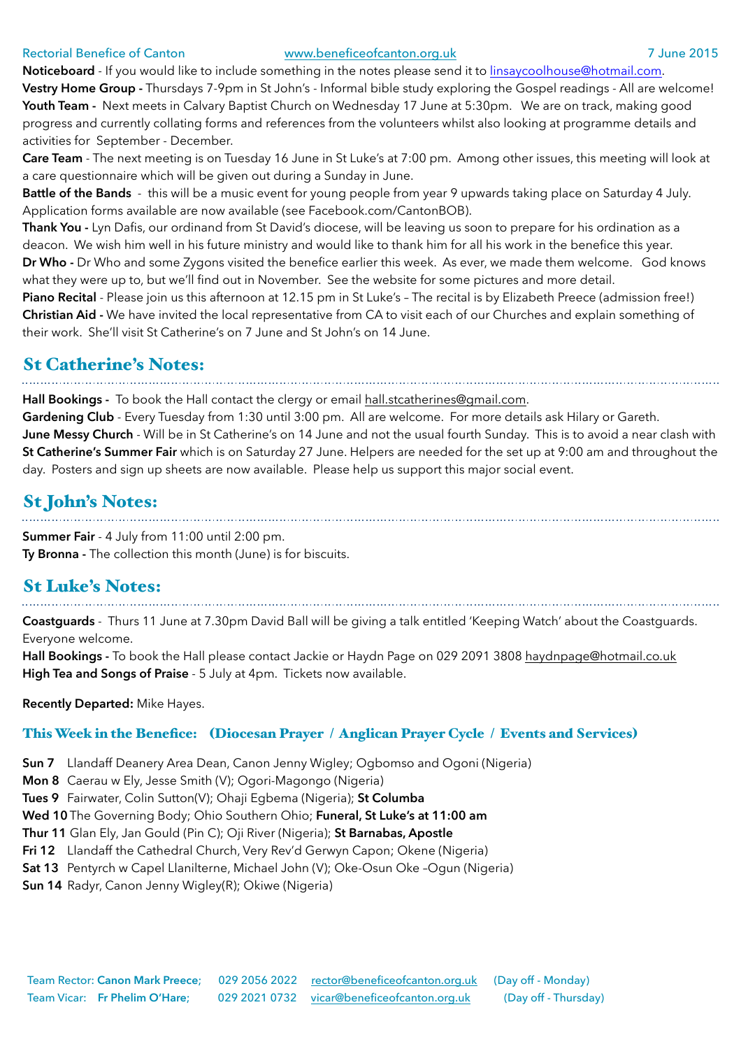Rectorial Benefice of Canton www.beneficeofcanton.org.uk 7 June 2015

**Noticeboard** - If you would like to include something in the notes please send it to linsaycoolhouse@hotmail.com.

**Vestry Home Group -** Thursdays 7-9pm in St John's - Informal bible study exploring the Gospel readings - All are welcome!

**Youth Team -** Next meets in Calvary Baptist Church on Wednesday 17 June at 5:30pm. We are on track, making good progress and currently collating forms and references from the volunteers whilst also looking at programme details and activities for September - December.

**Care Team** - The next meeting is on Tuesday 16 June in St Luke's at 7:00 pm. Among other issues, this meeting will look at a care questionnaire which will be given out during a Sunday in June.

**Battle of the Bands** - this will be a music event for young people from year 9 upwards taking place on Saturday 4 July. Application forms available are now available (see Facebook.com/CantonBOB).

**Thank You -** Lyn Dafis, our ordinand from St David's diocese, will be leaving us soon to prepare for his ordination as a deacon. We wish him well in his future ministry and would like to thank him for all his work in the benefice this year.

**Dr Who -** Dr Who and some Zygons visited the benefice earlier this week. As ever, we made them welcome. God knows what they were up to, but we'll find out in November. See the website for some pictures and more detail.

**Piano Recital** - Please join us this afternoon at 12.15 pm in St Luke's – The recital is by Elizabeth Preece (admission free!)

**Christian Aid -** We have invited the local representative from CA to visit each of our Churches and explain something of their work. She'll visit St Catherine's on 7 June and St John's on 14 June.

## St Catherine's Notes:

**Hall Bookings -** To book the Hall contact the clergy or email hall.stcatherines@gmail.com.

**Gardening Club** - Every Tuesday from 1:30 until 3:00 pm. All are welcome. For more details ask Hilary or Gareth.

**June Messy Church** - Will be in St Catherine's on 14 June and not the usual fourth Sunday. This is to avoid a near clash with **St Catherine's Summer Fair** which is on Saturday 27 June. Helpers are needed for the set up at 9:00 am and throughout the day. Posters and sign up sheets are now available. Please help us support this major social event.

## St John's Notes:

**Summer Fair** - 4 July from 11:00 until 2:00 pm.

**Ty Bronna -** The collection this month (June) is for biscuits.

## St Luke's Notes:

**Coastguards** - Thurs 11 June at 7.30pm David Ball will be giving a talk entitled 'Keeping Watch' about the Coastguards. Everyone welcome.

**Hall Bookings -** To book the Hall please contact Jackie or Haydn Page on 029 2091 3808 haydnpage@hotmail.co.uk

**High Tea and Songs of Praise** - 5 July at 4pm. Tickets now available.

**Recently Departed:** Mike Hayes.

### This Week in the Benefice: (Diocesan Prayer / Anglican Prayer Cycle / Events and Services)

**Sun 7** Llandaff Deanery Area Dean, Canon Jenny Wigley; Ogbomso and Ogoni (Nigeria)
**Mon 8** Caerau w Ely, Jesse Smith (V); Ogori-Magongo (Nigeria)
**Tues 9** Fairwater, Colin Sutton(V); Ohaji Egbema (Nigeria); **St Columba**
**Wed 10** The Governing Body; Ohio Southern Ohio; **Funeral, St Luke's at 11:00 am**
**Thur 11** Glan Ely, Jan Gould (Pin C); Oji River (Nigeria); **St Barnabas, Apostle**
**Fri 12** Llandaff the Cathedral Church, Very Rev'd Gerwyn Capon; Okene (Nigeria)
**Sat 13** Pentyrch w Capel Llanilterne, Michael John (V); Oke-Osun Oke –Ogun (Nigeria)
**Sun 14** Radyr, Canon Jenny Wigley(R); Okiwe (Nigeria)

Team Rector: **Canon Mark Preece;** 029 2056 2022 rector@beneficeofcanton.org.uk (Day off - Monday)
Team Vicar: **Fr Phelim O'Hare;** 029 2021 0732 vicar@beneficeofcanton.org.uk (Day off - Thursday)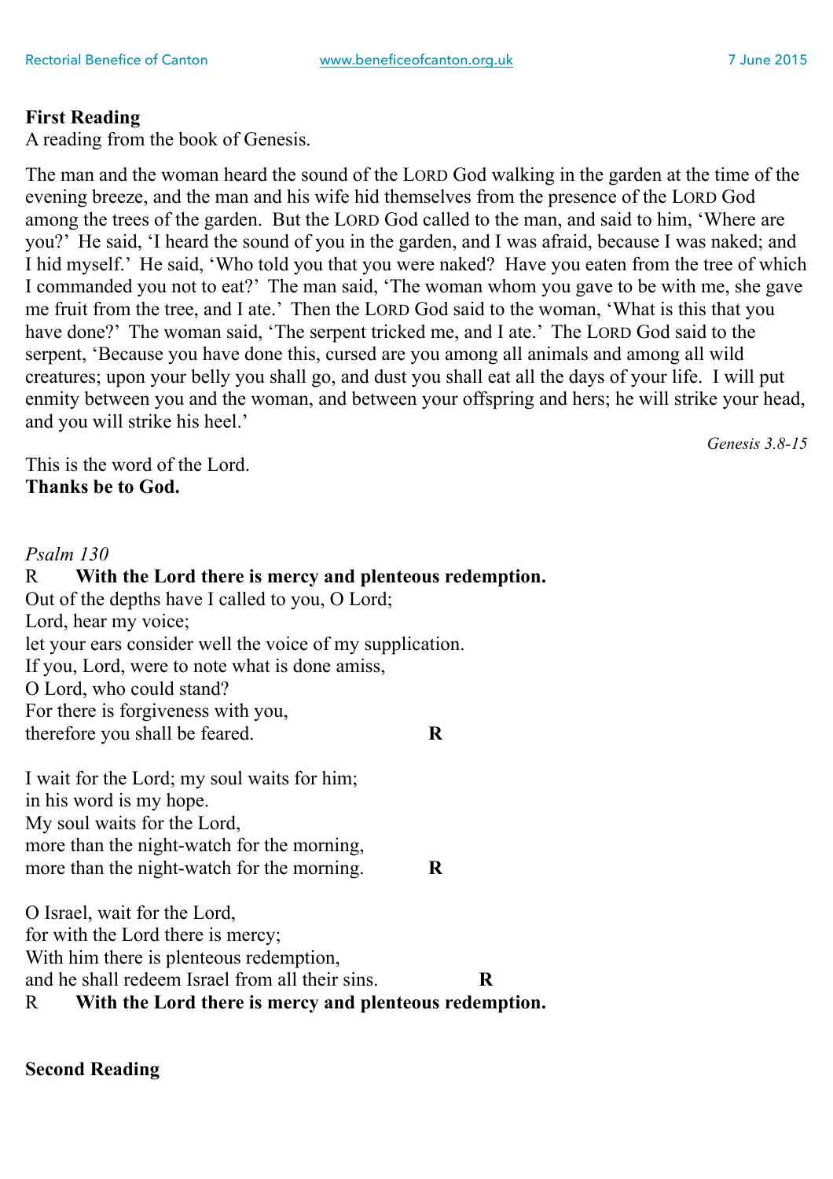**First Reading**
A reading from the book of Genesis.

The man and the woman heard the sound of the LORD God walking in the garden at the time of the evening breeze, and the man and his wife hid themselves from the presence of the LORD God among the trees of the garden. But the LORD God called to the man, and said to him, 'Where are you?' He said, 'I heard the sound of you in the garden, and I was afraid, because I was naked; and I hid myself.' He said, 'Who told you that you were naked? Have you eaten from the tree of which I commanded you not to eat?' The man said, 'The woman whom you gave to be with me, she gave me fruit from the tree, and I ate.' Then the LORD God said to the woman, 'What is this that you have done?' The woman said, 'The serpent tricked me, and I ate.' The LORD God said to the serpent, 'Because you have done this, cursed are you among all animals and among all wild creatures; upon your belly you shall go, and dust you shall eat all the days of your life. I will put enmity between you and the woman, and between your offspring and hers; he will strike your head, and you will strike his heel.'

*Genesis 3.8-15*

This is the word of the Lord.
**Thanks be to God.**

*Psalm 130*

R **With the Lord there is mercy and plenteous redemption.**

Out of the depths have I called to you, O Lord;
Lord, hear my voice;
let your ears consider well the voice of my supplication.
If you, Lord, were to note what is done amiss,
O Lord, who could stand?
For there is forgiveness with you,
therefore you shall be feared. **R**

I wait for the Lord; my soul waits for him;
in his word is my hope.
My soul waits for the Lord,
more than the night-watch for the morning,
more than the night-watch for the morning. **R**

O Israel, wait for the Lord,
for with the Lord there is mercy;
With him there is plenteous redemption,
and he shall redeem Israel from all their sins. **R**

R **With the Lord there is mercy and plenteous redemption.**

**Second Reading**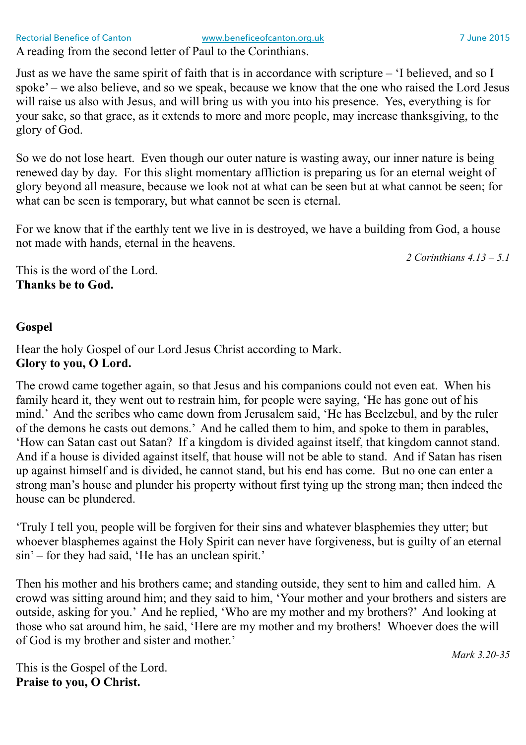A reading from the second letter of Paul to the Corinthians.

Just as we have the same spirit of faith that is in accordance with scripture – 'I believed, and so I spoke' – we also believe, and so we speak, because we know that the one who raised the Lord Jesus will raise us also with Jesus, and will bring us with you into his presence. Yes, everything is for your sake, so that grace, as it extends to more and more people, may increase thanksgiving, to the glory of God.

So we do not lose heart. Even though our outer nature is wasting away, our inner nature is being renewed day by day. For this slight momentary affliction is preparing us for an eternal weight of glory beyond all measure, because we look not at what can be seen but at what cannot be seen; for what can be seen is temporary, but what cannot be seen is eternal.

For we know that if the earthly tent we live in is destroyed, we have a building from God, a house not made with hands, eternal in the heavens.

*2 Corinthians 4.13 – 5.1*

This is the word of the Lord.
**Thanks be to God.**

**Gospel**

Hear the holy Gospel of our Lord Jesus Christ according to Mark.
**Glory to you, O Lord.**

The crowd came together again, so that Jesus and his companions could not even eat. When his family heard it, they went out to restrain him, for people were saying, 'He has gone out of his mind.' And the scribes who came down from Jerusalem said, 'He has Beelzebul, and by the ruler of the demons he casts out demons.' And he called them to him, and spoke to them in parables, 'How can Satan cast out Satan? If a kingdom is divided against itself, that kingdom cannot stand. And if a house is divided against itself, that house will not be able to stand. And if Satan has risen up against himself and is divided, he cannot stand, but his end has come. But no one can enter a strong man's house and plunder his property without first tying up the strong man; then indeed the house can be plundered.

'Truly I tell you, people will be forgiven for their sins and whatever blasphemies they utter; but whoever blasphemes against the Holy Spirit can never have forgiveness, but is guilty of an eternal sin' – for they had said, 'He has an unclean spirit.'

Then his mother and his brothers came; and standing outside, they sent to him and called him. A crowd was sitting around him; and they said to him, 'Your mother and your brothers and sisters are outside, asking for you.' And he replied, 'Who are my mother and my brothers?' And looking at those who sat around him, he said, 'Here are my mother and my brothers! Whoever does the will of God is my brother and sister and mother.'

*Mark 3.20-35*

This is the Gospel of the Lord.
**Praise to you, O Christ.**